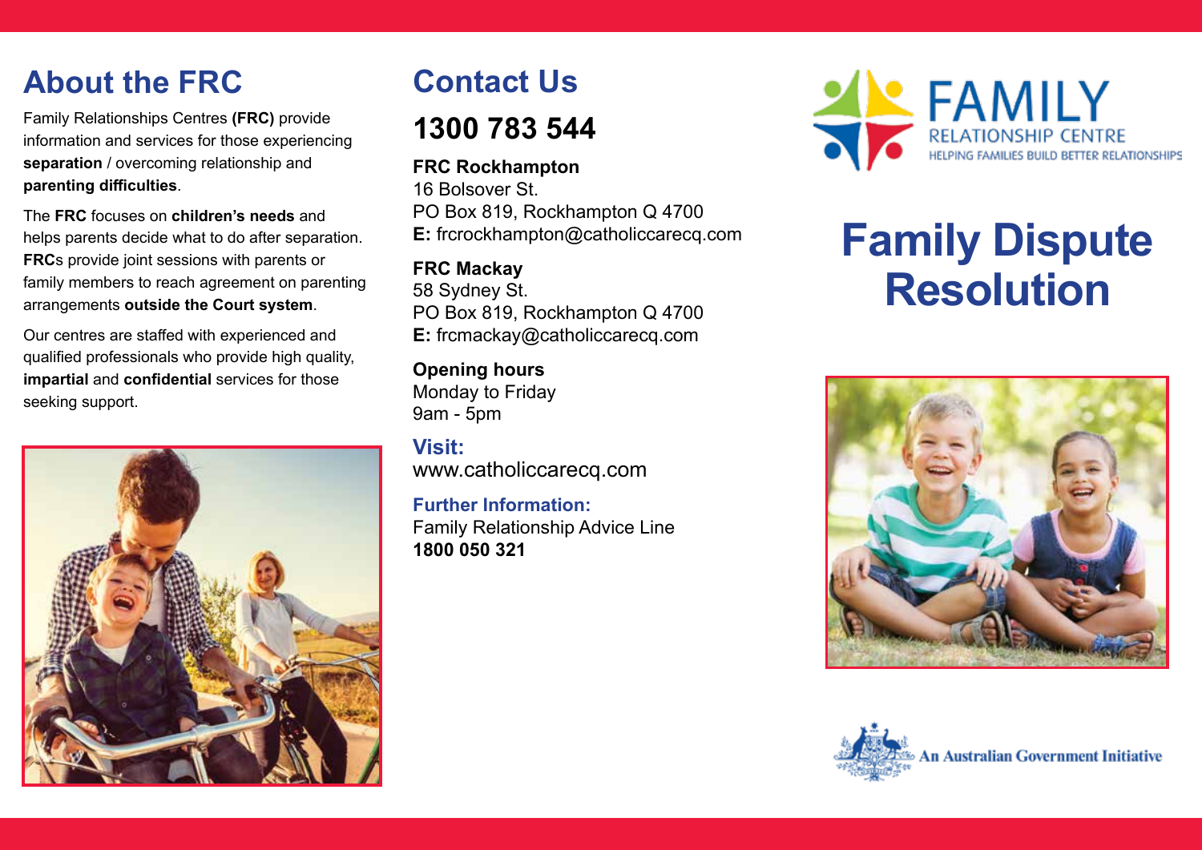## About the FRC

Family Relationships Centres **(FRC)** provide information and services for those experiencing **separation** / overcoming relationship and **parenting difficulties**.

The **FRC** focuses on **children's needs** and helps parents decide what to do after separation. **FRC**s provide joint sessions with parents or family members to reach agreement on parenting arrangements **outside the Court system**.

Our centres are staffed with experienced and qualified professionals who provide high quality, **impartial** and **confidential** services for those seeking support.

## Contact Us

# 1300 783 544

**FRC Rockhampton**
16 Bolsover St.
PO Box 819, Rockhampton Q 4700
**E:** frcrockhampton@catholiccarecq.com

**FRC Mackay**
58 Sydney St.
PO Box 819, Rockhampton Q 4700
**E:** frcmackay@catholiccarecq.com

**Opening hours**
Monday to Friday
9am - 5pm

**Visit:**
www.catholiccarecq.com

**Further Information:**
Family Relationship Advice Line
**1800 050 321**

FAMILY RELATIONSHIP CENTRE
HELPING FAMILIES BUILD BETTER RELATIONSHIPS

# Family Dispute Resolution

An Australian Government Initiative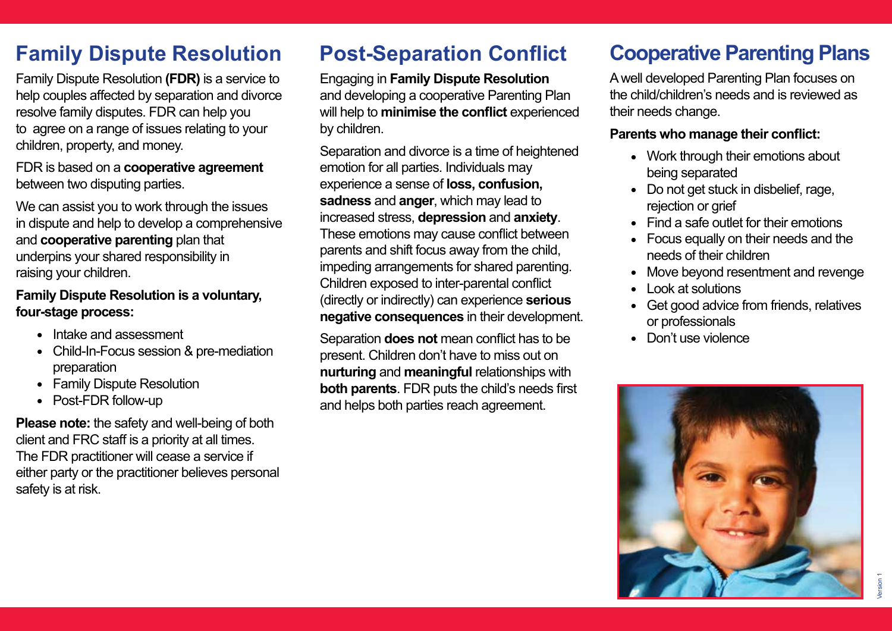## Family Dispute Resolution

Family Dispute Resolution **(FDR)** is a service to help couples affected by separation and divorce resolve family disputes. FDR can help you to agree on a range of issues relating to your children, property, and money.

FDR is based on a **cooperative agreement** between two disputing parties.

We can assist you to work through the issues in dispute and help to develop a comprehensive and **cooperative parenting** plan that underpins your shared responsibility in raising your children.

**Family Dispute Resolution is a voluntary, four-stage process:**

- Intake and assessment
- Child-In-Focus session & pre-mediation preparation
- Family Dispute Resolution
- Post-FDR follow-up

**Please note:** the safety and well-being of both client and FRC staff is a priority at all times. The FDR practitioner will cease a service if either party or the practitioner believes personal safety is at risk.

## Post-Separation Conflict

Engaging in **Family Dispute Resolution** and developing a cooperative Parenting Plan will help to **minimise the conflict** experienced by children.

Separation and divorce is a time of heightened emotion for all parties. Individuals may experience a sense of **loss, confusion, sadness** and **anger**, which may lead to increased stress, **depression** and **anxiety**. These emotions may cause conflict between parents and shift focus away from the child, impeding arrangements for shared parenting. Children exposed to inter-parental conflict (directly or indirectly) can experience **serious negative consequences** in their development.

Separation **does not** mean conflict has to be present. Children don't have to miss out on **nurturing** and **meaningful** relationships with **both parents**. FDR puts the child's needs first and helps both parties reach agreement.

## Cooperative Parenting Plans

A well developed Parenting Plan focuses on the child/children's needs and is reviewed as their needs change.

**Parents who manage their conflict:**

- Work through their emotions about being separated
- Do not get stuck in disbelief, rage, rejection or grief
- Find a safe outlet for their emotions
- Focus equally on their needs and the needs of their children
- Move beyond resentment and revenge
- Look at solutions
- Get good advice from friends, relatives or professionals
- Don't use violence

Version 1